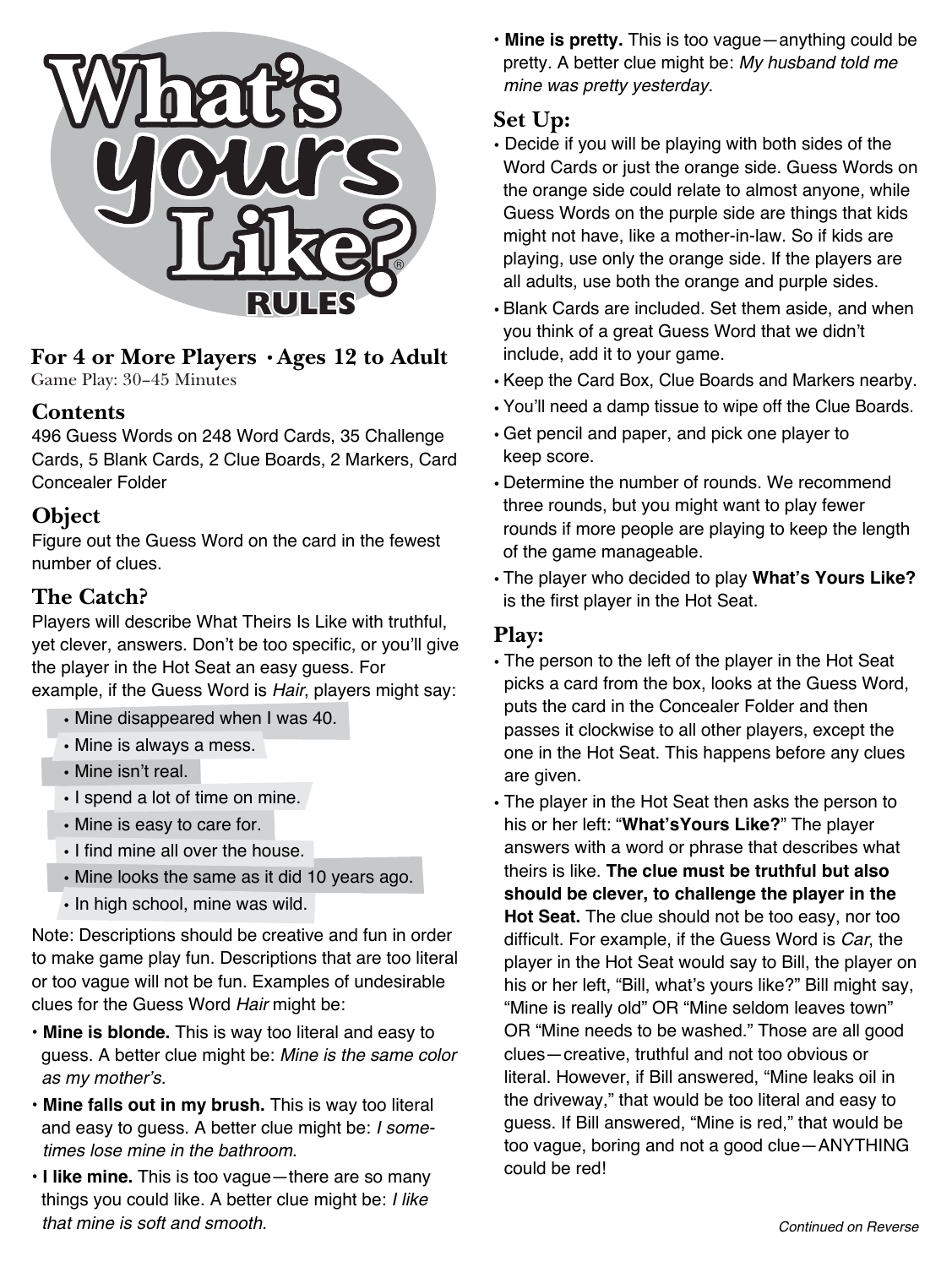# What's yours Like?®

## RULES

**For 4 or More Players • Ages 12 to Adult**

Game Play: 30–45 Minutes

## Contents

496 Guess Words on 248 Word Cards, 35 Challenge Cards, 5 Blank Cards, 2 Clue Boards, 2 Markers, Card Concealer Folder

## Object

Figure out the Guess Word on the card in the fewest number of clues.

## The Catch?

Players will describe What Theirs Is Like with truthful, yet clever, answers. Don't be too specific, or you'll give the player in the Hot Seat an easy guess. For example, if the Guess Word is *Hair*, players might say:

- Mine disappeared when I was 40.
- Mine is always a mess.
- Mine isn't real.
- I spend a lot of time on mine.
- Mine is easy to care for.
- I find mine all over the house.
- Mine looks the same as it did 10 years ago.
- In high school, mine was wild.

Note: Descriptions should be creative and fun in order to make game play fun. Descriptions that are too literal or too vague will not be fun. Examples of undesirable clues for the Guess Word *Hair* might be:

- **Mine is blonde.** This is way too literal and easy to guess. A better clue might be: *Mine is the same color as my mother's.*
- **Mine falls out in my brush.** This is way too literal and easy to guess. A better clue might be: *I sometimes lose mine in the bathroom.*
- **I like mine.** This is too vague—there are so many things you could like. A better clue might be: *I like that mine is soft and smooth.*
- **Mine is pretty.** This is too vague—anything could be pretty. A better clue might be: *My husband told me mine was pretty yesterday.*

## Set Up:

- Decide if you will be playing with both sides of the Word Cards or just the orange side. Guess Words on the orange side could relate to almost anyone, while Guess Words on the purple side are things that kids might not have, like a mother-in-law. So if kids are playing, use only the orange side. If the players are all adults, use both the orange and purple sides.
- Blank Cards are included. Set them aside, and when you think of a great Guess Word that we didn't include, add it to your game.
- Keep the Card Box, Clue Boards and Markers nearby.
- You'll need a damp tissue to wipe off the Clue Boards.
- Get pencil and paper, and pick one player to keep score.
- Determine the number of rounds. We recommend three rounds, but you might want to play fewer rounds if more people are playing to keep the length of the game manageable.
- The player who decided to play **What's Yours Like?** is the first player in the Hot Seat.

## Play:

- The person to the left of the player in the Hot Seat picks a card from the box, looks at the Guess Word, puts the card in the Concealer Folder and then passes it clockwise to all other players, except the one in the Hot Seat. This happens before any clues are given.
- The player in the Hot Seat then asks the person to his or her left: "**What'sYours Like?**" The player answers with a word or phrase that describes what theirs is like. **The clue must be truthful but also should be clever, to challenge the player in the Hot Seat.** The clue should not be too easy, nor too difficult. For example, if the Guess Word is *Car*, the player in the Hot Seat would say to Bill, the player on his or her left, "Bill, what's yours like?" Bill might say, "Mine is really old" OR "Mine seldom leaves town" OR "Mine needs to be washed." Those are all good clues—creative, truthful and not too obvious or literal. However, if Bill answered, "Mine leaks oil in the driveway," that would be too literal and easy to guess. If Bill answered, "Mine is red," that would be too vague, boring and not a good clue—ANYTHING could be red!

*Continued on Reverse*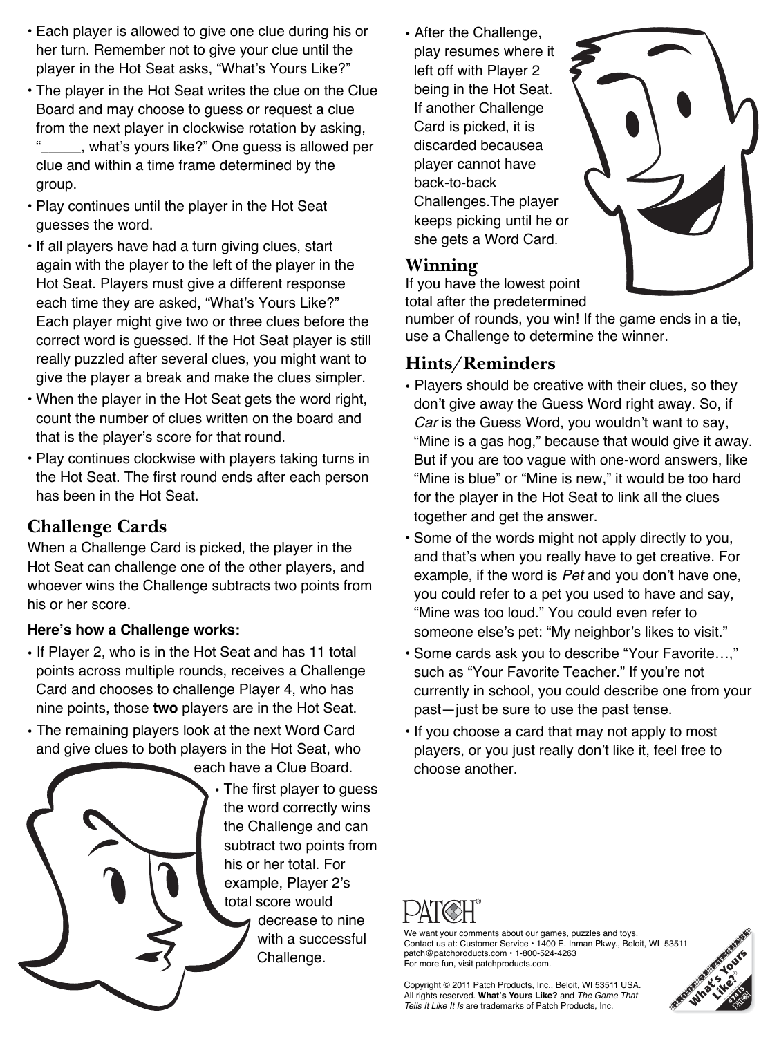- Each player is allowed to give one clue during his or her turn. Remember not to give your clue until the player in the Hot Seat asks, "What's Yours Like?"
- The player in the Hot Seat writes the clue on the Clue Board and may choose to guess or request a clue from the next player in clockwise rotation by asking, "_____, what's yours like?" One guess is allowed per clue and within a time frame determined by the group.
- Play continues until the player in the Hot Seat guesses the word.
- If all players have had a turn giving clues, start again with the player to the left of the player in the Hot Seat. Players must give a different response each time they are asked, "What's Yours Like?" Each player might give two or three clues before the correct word is guessed. If the Hot Seat player is still really puzzled after several clues, you might want to give the player a break and make the clues simpler.
- When the player in the Hot Seat gets the word right, count the number of clues written on the board and that is the player's score for that round.
- Play continues clockwise with players taking turns in the Hot Seat. The first round ends after each person has been in the Hot Seat.

## Challenge Cards

When a Challenge Card is picked, the player in the Hot Seat can challenge one of the other players, and whoever wins the Challenge subtracts two points from his or her score.

**Here's how a Challenge works:**

- If Player 2, who is in the Hot Seat and has 11 total points across multiple rounds, receives a Challenge Card and chooses to challenge Player 4, who has nine points, those **two** players are in the Hot Seat.
- The remaining players look at the next Word Card and give clues to both players in the Hot Seat, who each have a Clue Board.
- The first player to guess the word correctly wins the Challenge and can subtract two points from his or her total. For example, Player 2's total score would decrease to nine with a successful Challenge.
- After the Challenge, play resumes where it left off with Player 2 being in the Hot Seat. If another Challenge Card is picked, it is discarded becausea player cannot have back-to-back Challenges.The player keeps picking until he or she gets a Word Card.

## Winning

If you have the lowest point total after the predetermined number of rounds, you win! If the game ends in a tie, use a Challenge to determine the winner.

## Hints/Reminders

- Players should be creative with their clues, so they don't give away the Guess Word right away. So, if *Car* is the Guess Word, you wouldn't want to say, "Mine is a gas hog," because that would give it away. But if you are too vague with one-word answers, like "Mine is blue" or "Mine is new," it would be too hard for the player in the Hot Seat to link all the clues together and get the answer.
- Some of the words might not apply directly to you, and that's when you really have to get creative. For example, if the word is *Pet* and you don't have one, you could refer to a pet you used to have and say, "Mine was too loud." You could even refer to someone else's pet: "My neighbor's likes to visit."
- Some cards ask you to describe "Your Favorite…," such as "Your Favorite Teacher." If you're not currently in school, you could describe one from your past—just be sure to use the past tense.
- If you choose a card that may not apply to most players, or you just really don't like it, feel free to choose another.

PATCH®

We want your comments about our games, puzzles and toys.
Contact us at: Customer Service • 1400 E. Inman Pkwy., Beloit, WI 53511
patch@patchproducts.com • 1-800-524-4263
For more fun, visit patchproducts.com.

Copyright © 2011 Patch Products, Inc., Beloit, WI 53511 USA.
All rights reserved. **What's Yours Like?** and *The Game That Tells It Like It Is* are trademarks of Patch Products, Inc.

PROOF OF PURCHASE What's Yours Like?® #7415